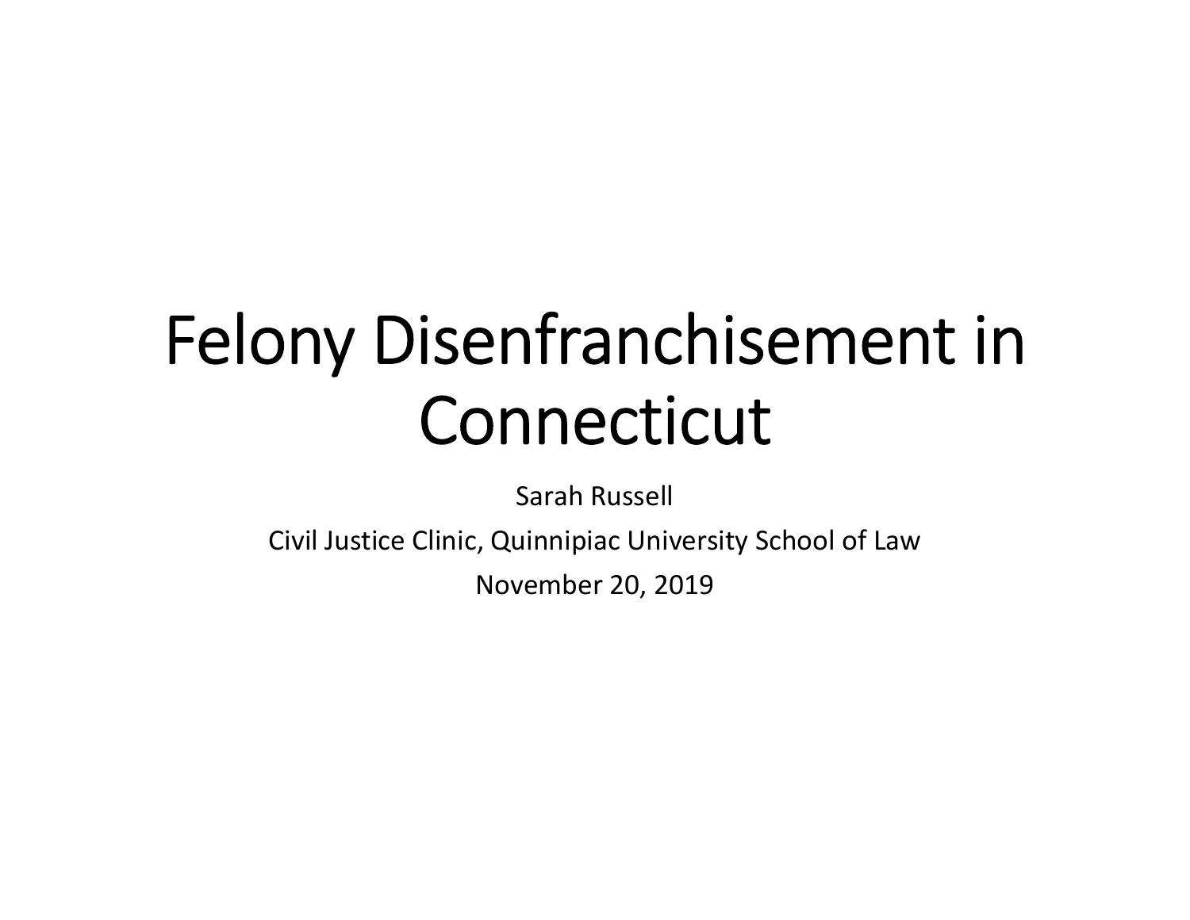# Felony Disenfranchisement in Connecticut

Sarah Russell

Civil Justice Clinic, Quinnipiac University School of Law

November 20, 2019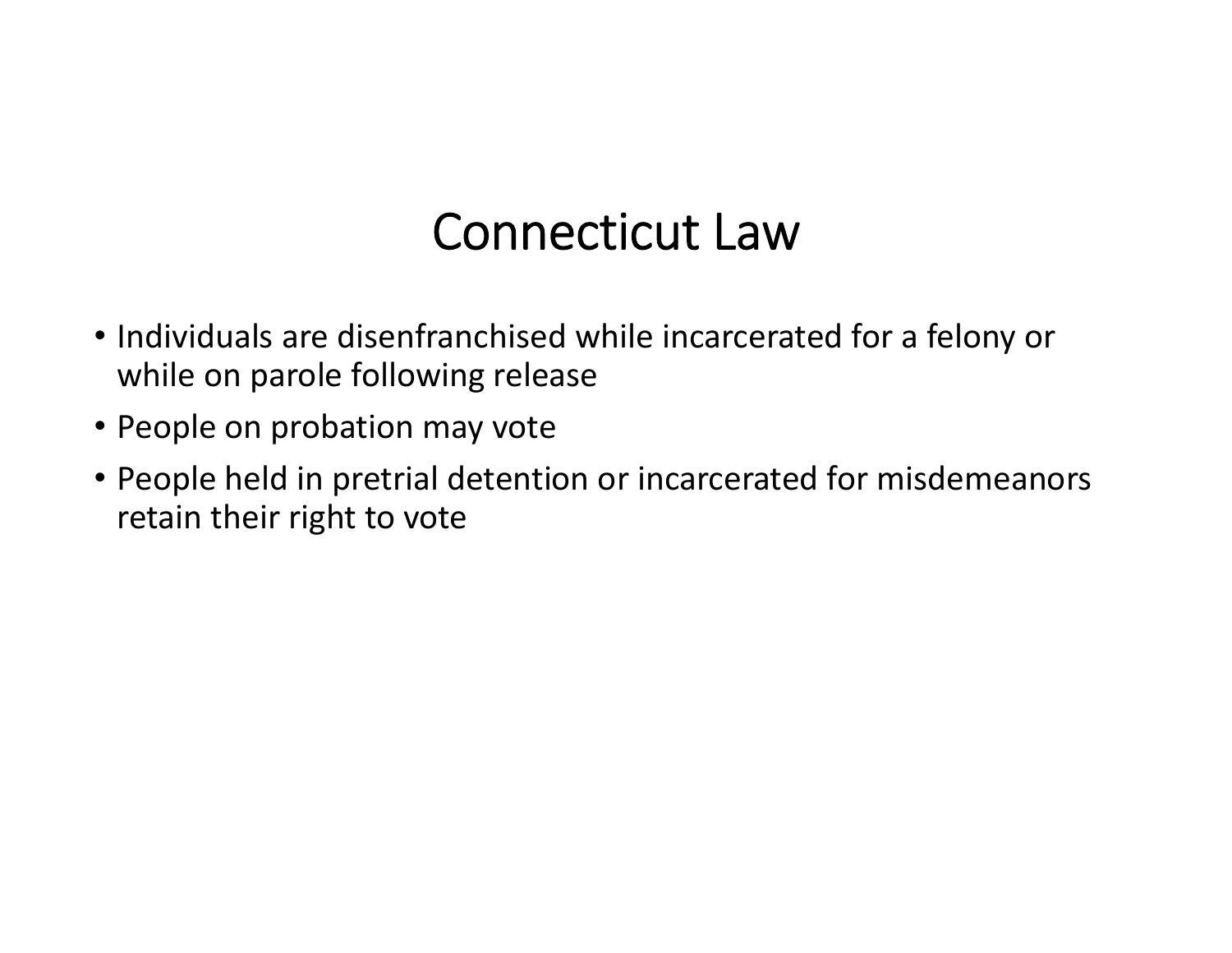# Connecticut Law

- Individuals are disenfranchised while incarcerated for a felony or while on parole following release
- People on probation may vote
- People held in pretrial detention or incarcerated for misdemeanors retain their right to vote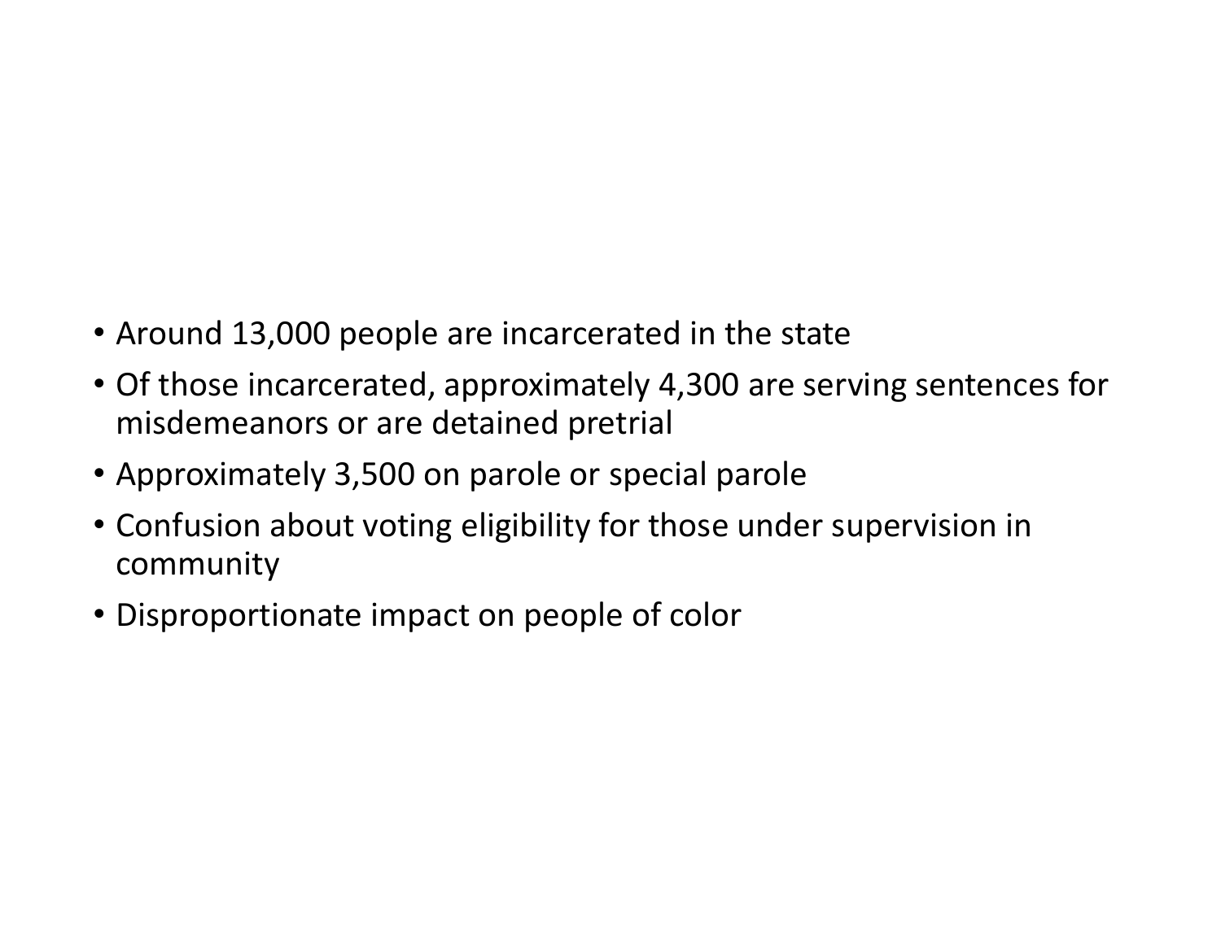- Around 13,000 people are incarcerated in the state
- Of those incarcerated, approximately 4,300 are serving sentences for misdemeanors or are detained pretrial
- Approximately 3,500 on parole or special parole
- Confusion about voting eligibility for those under supervision in community
- Disproportionate impact on people of color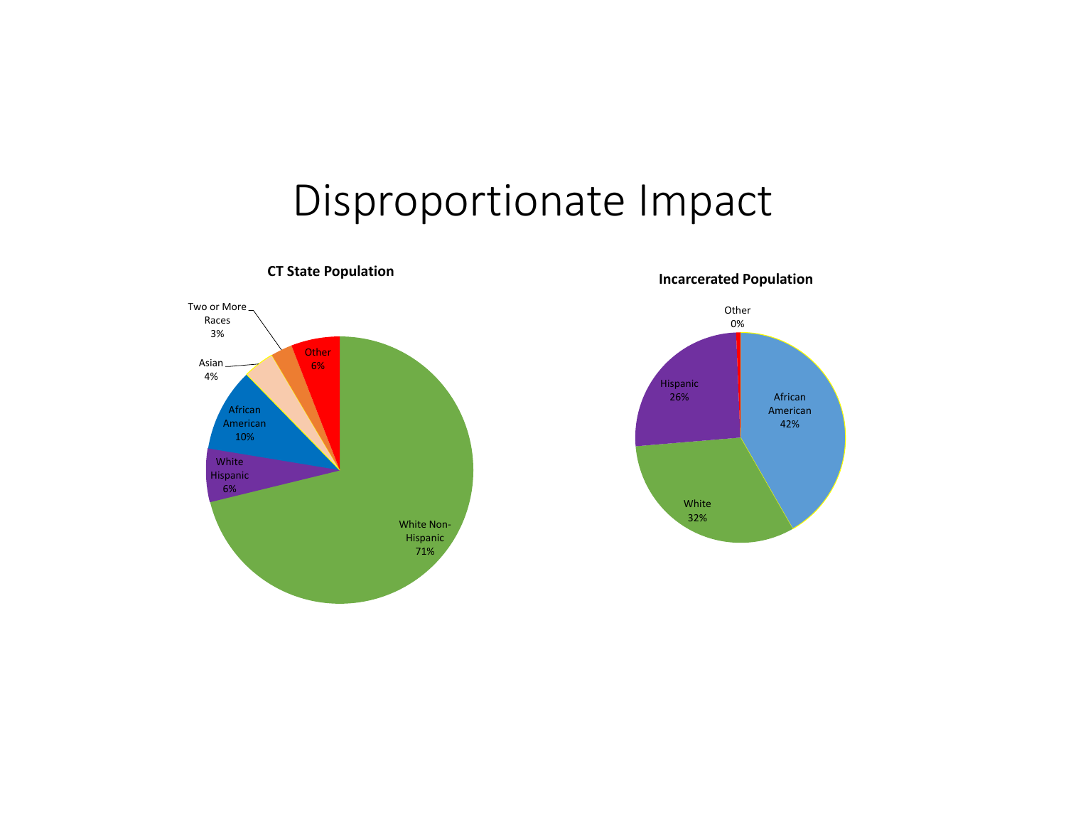# Disproportionate Impact

**CT State Population**

| Group | Percentage |
|---|---|
| White Non-Hispanic | 71% |
| White Hispanic | 6% |
| African American | 10% |
| Asian | 4% |
| Two or More Races | 3% |
| Other | 6% |

**Incarcerated Population**

| Group | Percentage |
|---|---|
| African American | 42% |
| White | 32% |
| Hispanic | 26% |
| Other | 0% |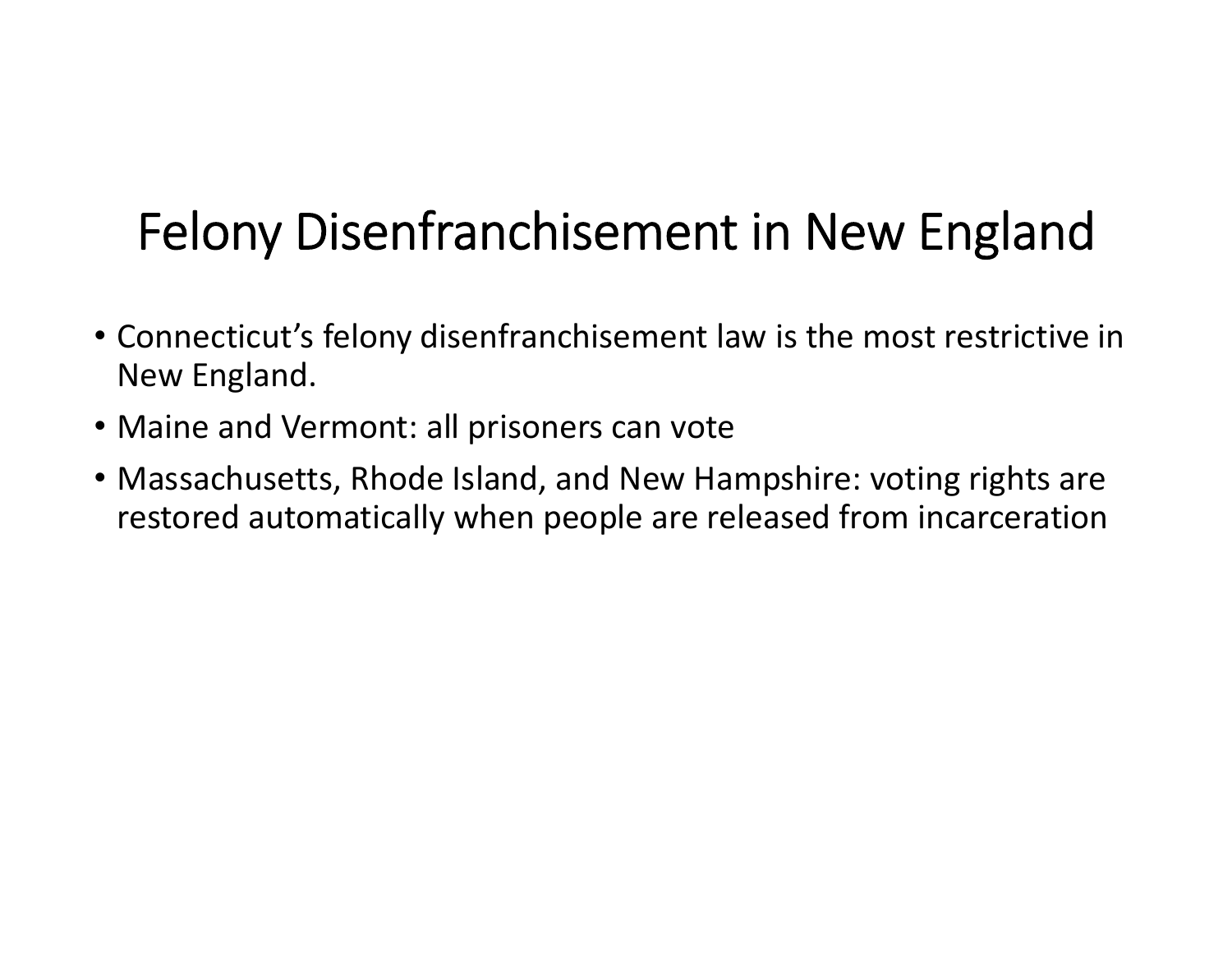# Felony Disenfranchisement in New England

- Connecticut's felony disenfranchisement law is the most restrictive in New England.
- Maine and Vermont: all prisoners can vote
- Massachusetts, Rhode Island, and New Hampshire: voting rights are restored automatically when people are released from incarceration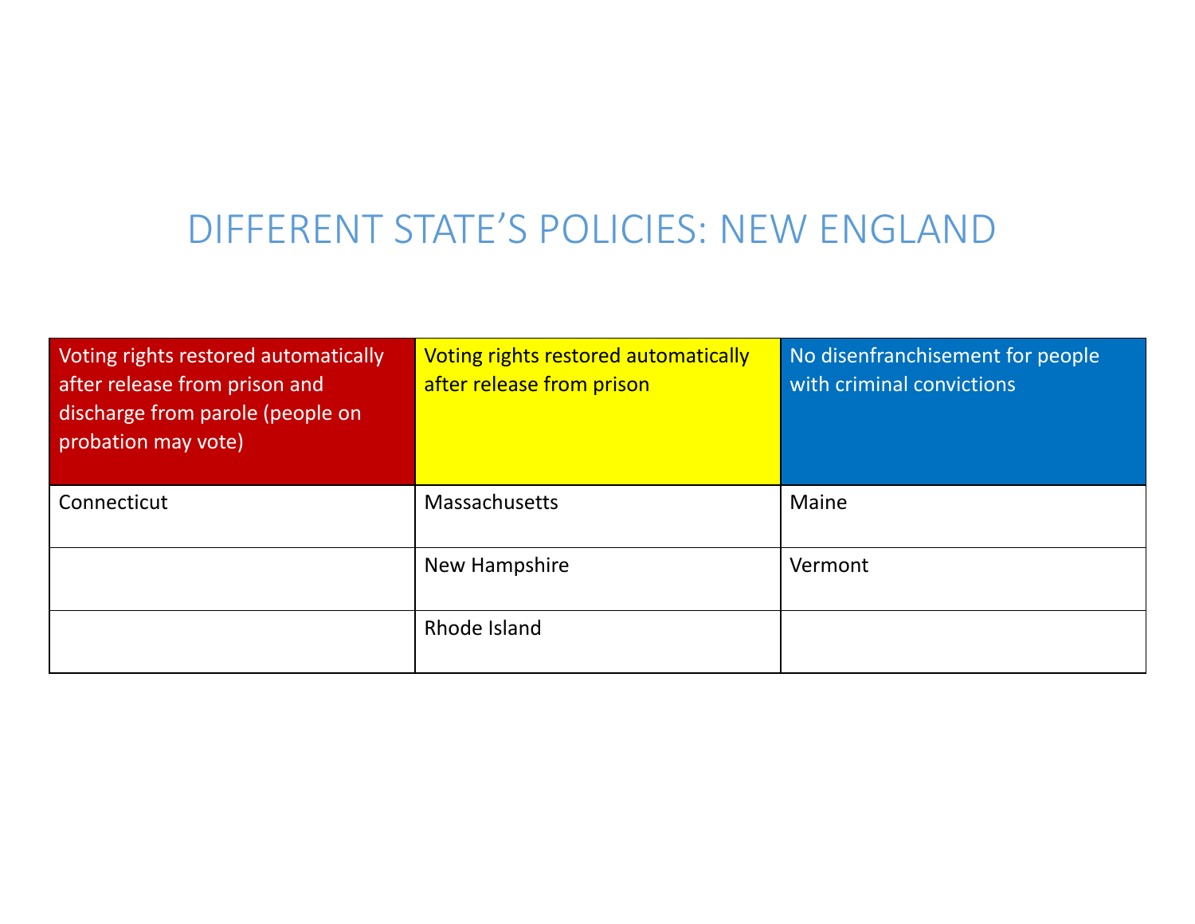# DIFFERENT STATE'S POLICIES: NEW ENGLAND

| Voting rights restored automatically after release from prison and discharge from parole (people on probation may vote) | Voting rights restored automatically after release from prison | No disenfranchisement for people with criminal convictions |
|---|---|---|
| Connecticut | Massachusetts | Maine |
| | New Hampshire | Vermont |
| | Rhode Island | |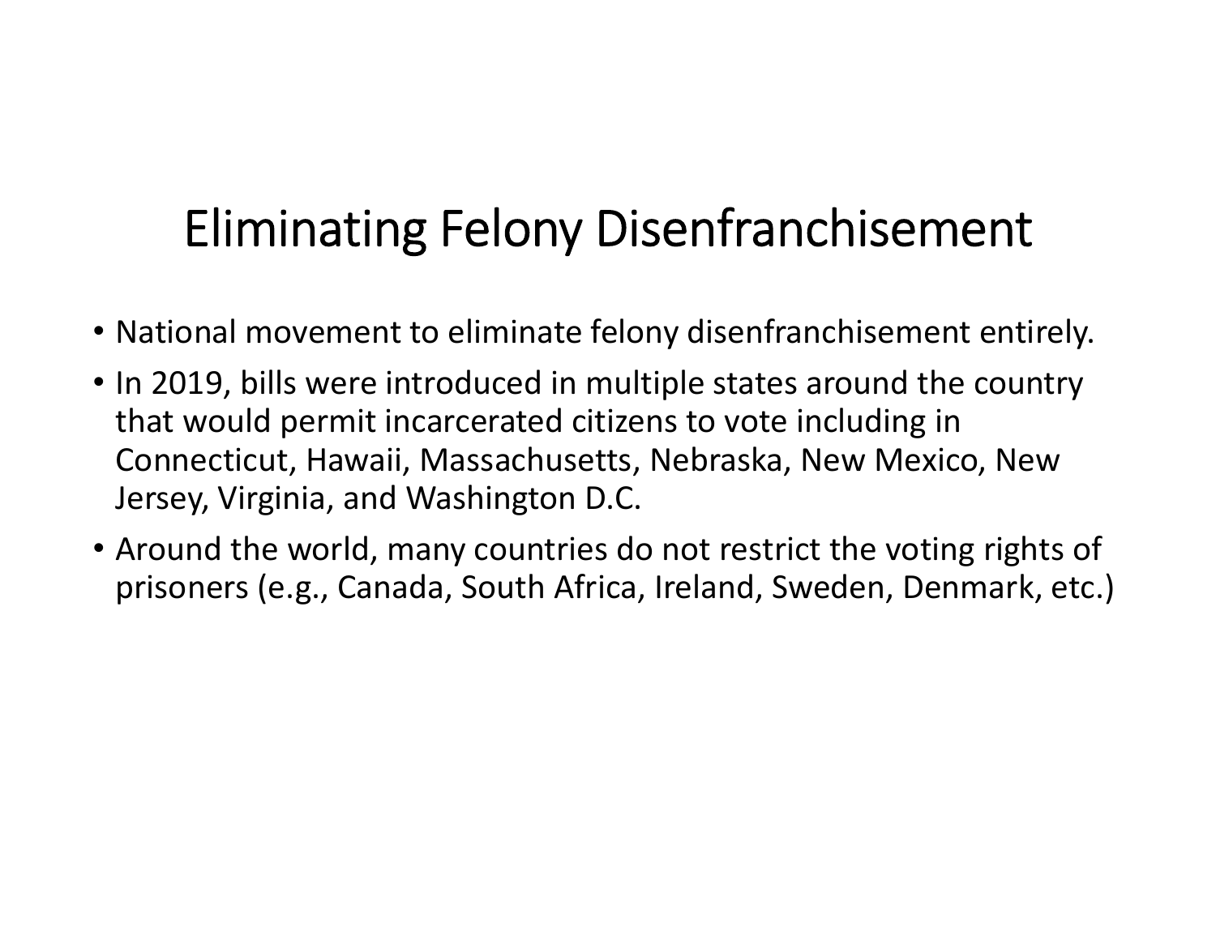# Eliminating Felony Disenfranchisement

- National movement to eliminate felony disenfranchisement entirely.
- In 2019, bills were introduced in multiple states around the country that would permit incarcerated citizens to vote including in Connecticut, Hawaii, Massachusetts, Nebraska, New Mexico, New Jersey, Virginia, and Washington D.C.
- Around the world, many countries do not restrict the voting rights of prisoners (e.g., Canada, South Africa, Ireland, Sweden, Denmark, etc.)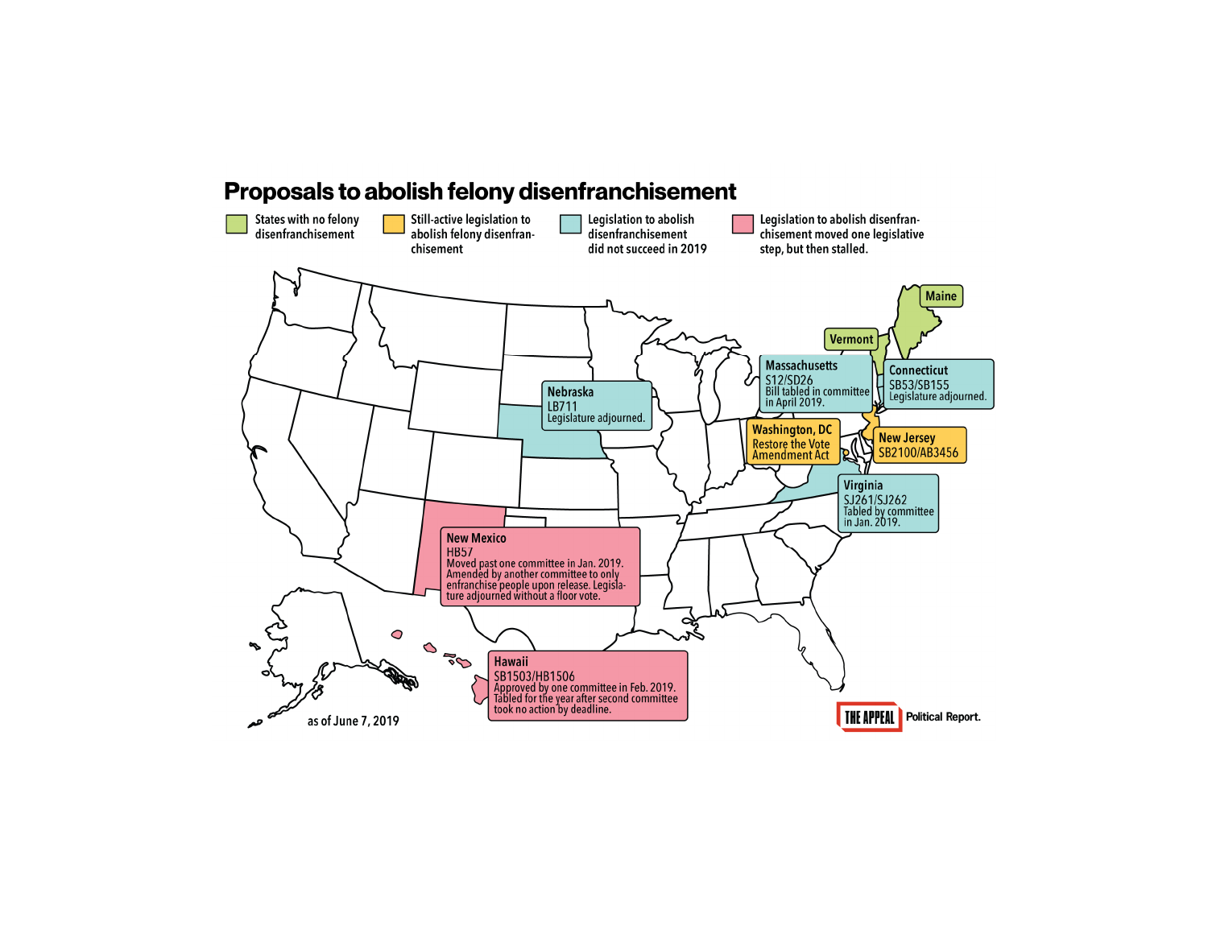# Proposals to abolish felony disenfranchisement

- States with no felony disenfranchisement
- Still-active legislation to abolish felony disenfranchisement
- Legislation to abolish disenfranchisement did not succeed in 2019
- Legislation to abolish disenfranchisement moved one legislative step, but then stalled.

**Maine**

**Vermont**

**Massachusetts**
S12/SD26
Bill tabled in committee in April 2019.

**Connecticut**
SB53/SB155
Legislature adjourned.

**Nebraska**
LB711
Legislature adjourned.

**Washington, DC**
Restore the Vote Amendment Act

**New Jersey**
SB2100/AB3456

**Virginia**
SJ261/SJ262
Tabled by committee in Jan. 2019.

**New Mexico**
HB57
Moved past one committee in Jan. 2019. Amended by another committee to only enfranchise people upon release. Legislature adjourned without a floor vote.

**Hawaii**
SB1503/HB1506
Approved by one committee in Feb. 2019. Tabled for the year after second committee took no action by deadline.

as of June 7, 2019

THE APPEAL Political Report.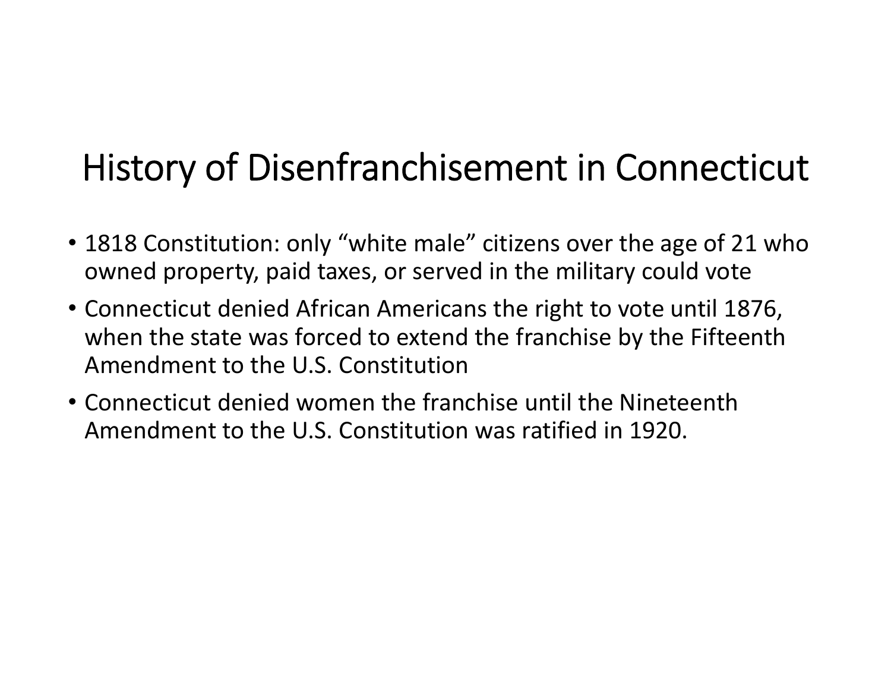# History of Disenfranchisement in Connecticut

- 1818 Constitution: only “white male” citizens over the age of 21 who owned property, paid taxes, or served in the military could vote
- Connecticut denied African Americans the right to vote until 1876, when the state was forced to extend the franchise by the Fifteenth Amendment to the U.S. Constitution
- Connecticut denied women the franchise until the Nineteenth Amendment to the U.S. Constitution was ratified in 1920.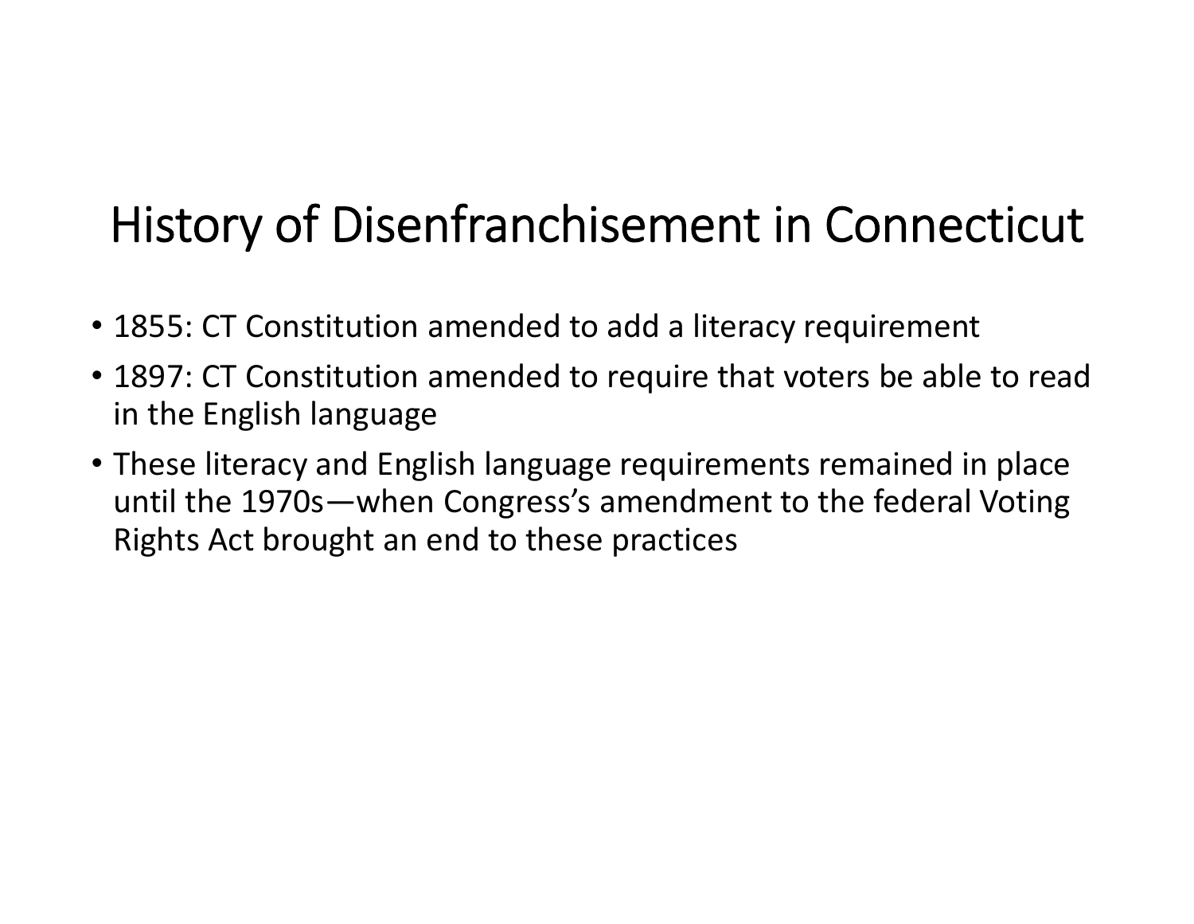# History of Disenfranchisement in Connecticut

- 1855: CT Constitution amended to add a literacy requirement
- 1897: CT Constitution amended to require that voters be able to read in the English language
- These literacy and English language requirements remained in place until the 1970s—when Congress's amendment to the federal Voting Rights Act brought an end to these practices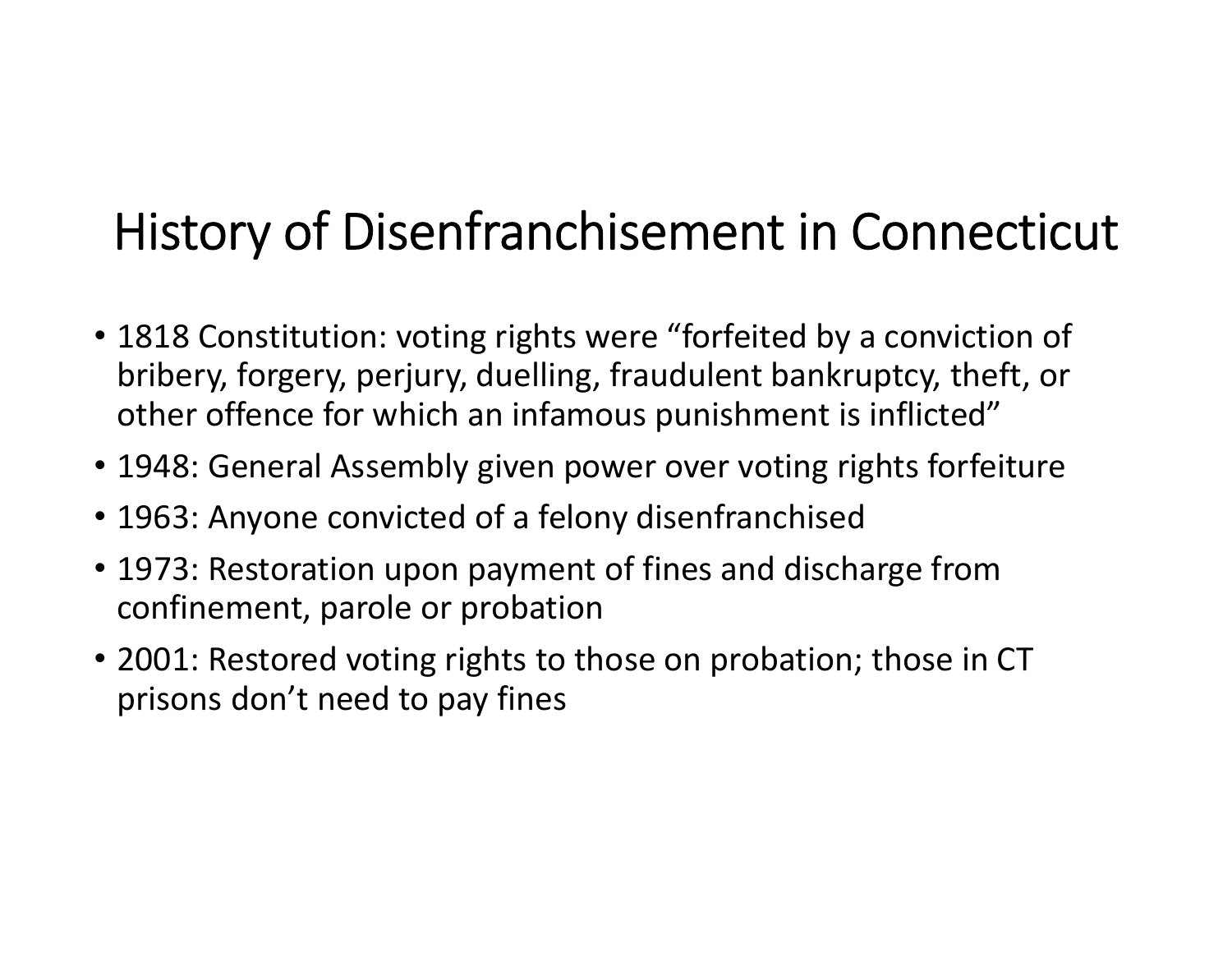# History of Disenfranchisement in Connecticut

- 1818 Constitution: voting rights were "forfeited by a conviction of bribery, forgery, perjury, duelling, fraudulent bankruptcy, theft, or other offence for which an infamous punishment is inflicted"
- 1948: General Assembly given power over voting rights forfeiture
- 1963: Anyone convicted of a felony disenfranchised
- 1973: Restoration upon payment of fines and discharge from confinement, parole or probation
- 2001: Restored voting rights to those on probation; those in CT prisons don't need to pay fines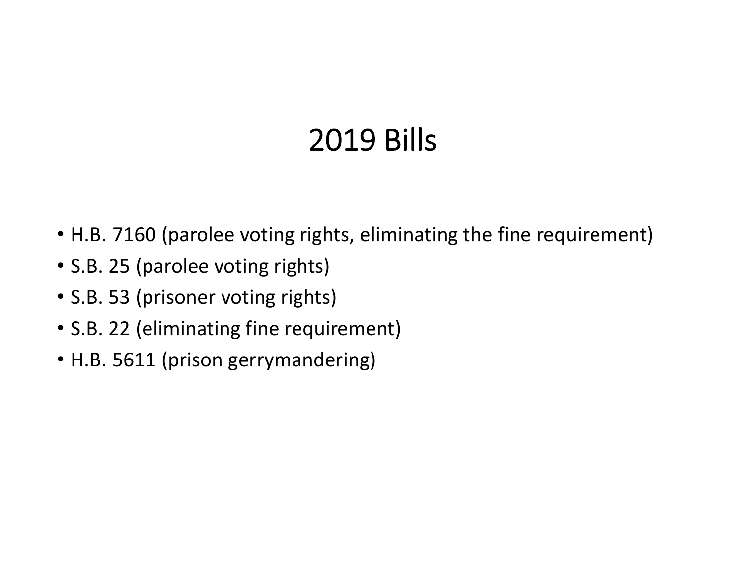# 2019 Bills

- H.B. 7160 (parolee voting rights, eliminating the fine requirement)
- S.B. 25 (parolee voting rights)
- S.B. 53 (prisoner voting rights)
- S.B. 22 (eliminating fine requirement)
- H.B. 5611 (prison gerrymandering)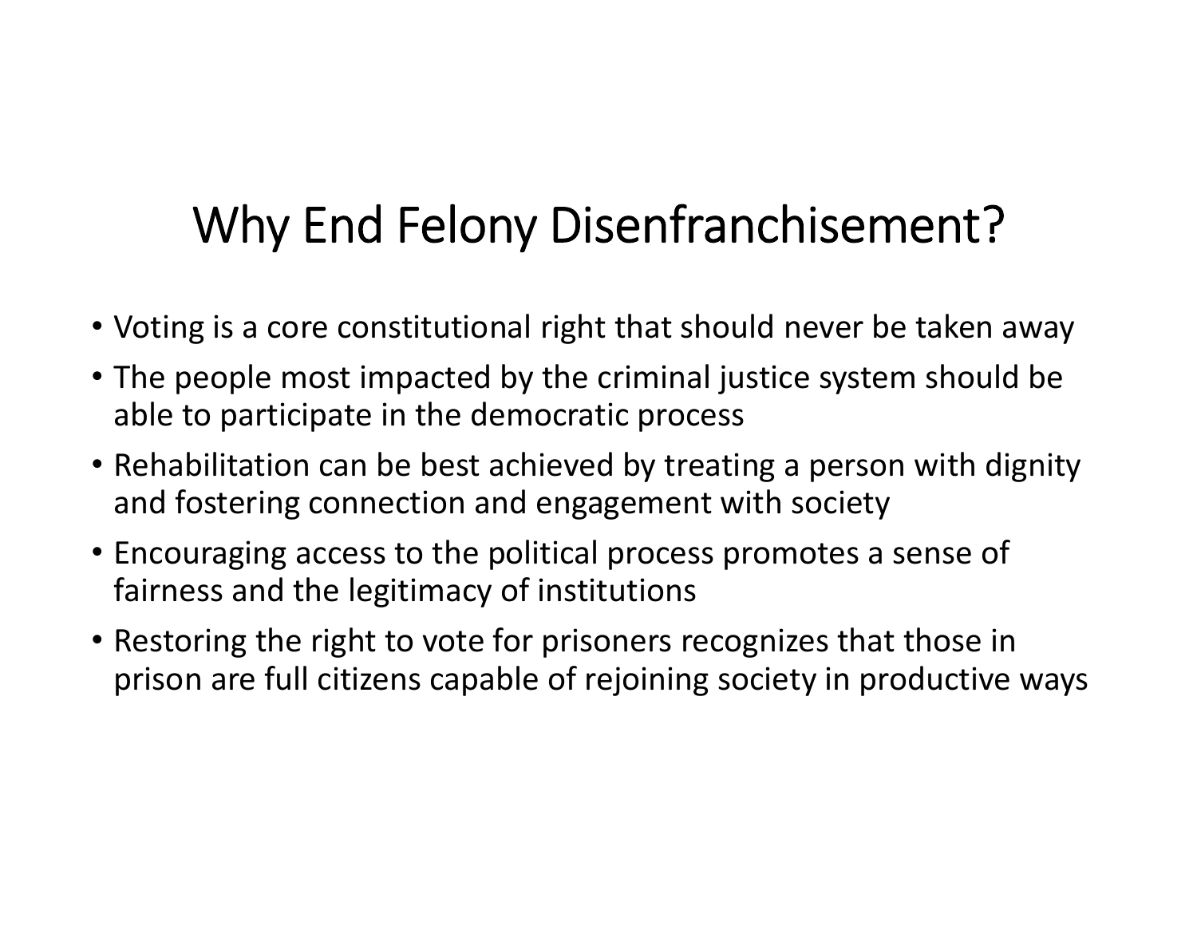# Why End Felony Disenfranchisement?

- Voting is a core constitutional right that should never be taken away
- The people most impacted by the criminal justice system should be able to participate in the democratic process
- Rehabilitation can be best achieved by treating a person with dignity and fostering connection and engagement with society
- Encouraging access to the political process promotes a sense of fairness and the legitimacy of institutions
- Restoring the right to vote for prisoners recognizes that those in prison are full citizens capable of rejoining society in productive ways